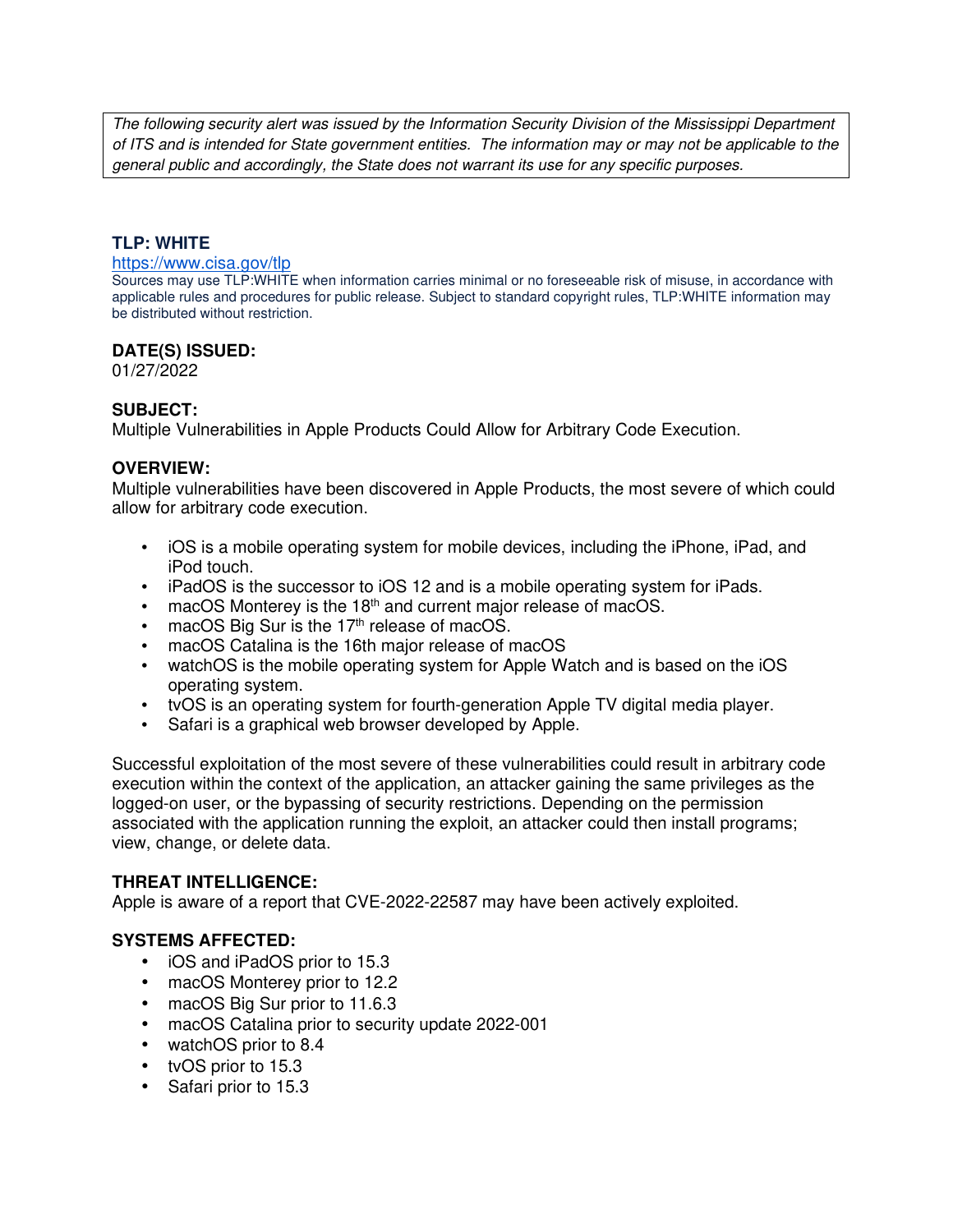*The following security alert was issued by the Information Security Division of the Mississippi Department of ITS and is intended for State government entities. The information may or may not be applicable to the general public and accordingly, the State does not warrant its use for any specific purposes.*

**TLP: WHITE**

https://www.cisa.gov/tlp

Sources may use TLP:WHITE when information carries minimal or no foreseeable risk of misuse, in accordance with applicable rules and procedures for public release. Subject to standard copyright rules, TLP:WHITE information may be distributed without restriction.

**DATE(S) ISSUED:**

01/27/2022

**SUBJECT:**

Multiple Vulnerabilities in Apple Products Could Allow for Arbitrary Code Execution.

**OVERVIEW:**

Multiple vulnerabilities have been discovered in Apple Products, the most severe of which could allow for arbitrary code execution.

- iOS is a mobile operating system for mobile devices, including the iPhone, iPad, and iPod touch.
- iPadOS is the successor to iOS 12 and is a mobile operating system for iPads.
- macOS Monterey is the 18th and current major release of macOS.
- macOS Big Sur is the 17th release of macOS.
- macOS Catalina is the 16th major release of macOS
- watchOS is the mobile operating system for Apple Watch and is based on the iOS operating system.
- tvOS is an operating system for fourth-generation Apple TV digital media player.
- Safari is a graphical web browser developed by Apple.

Successful exploitation of the most severe of these vulnerabilities could result in arbitrary code execution within the context of the application, an attacker gaining the same privileges as the logged-on user, or the bypassing of security restrictions. Depending on the permission associated with the application running the exploit, an attacker could then install programs; view, change, or delete data.

**THREAT INTELLIGENCE:**

Apple is aware of a report that CVE-2022-22587 may have been actively exploited.

**SYSTEMS AFFECTED:**

- iOS and iPadOS prior to 15.3
- macOS Monterey prior to 12.2
- macOS Big Sur prior to 11.6.3
- macOS Catalina prior to security update 2022-001
- watchOS prior to 8.4
- tvOS prior to 15.3
- Safari prior to 15.3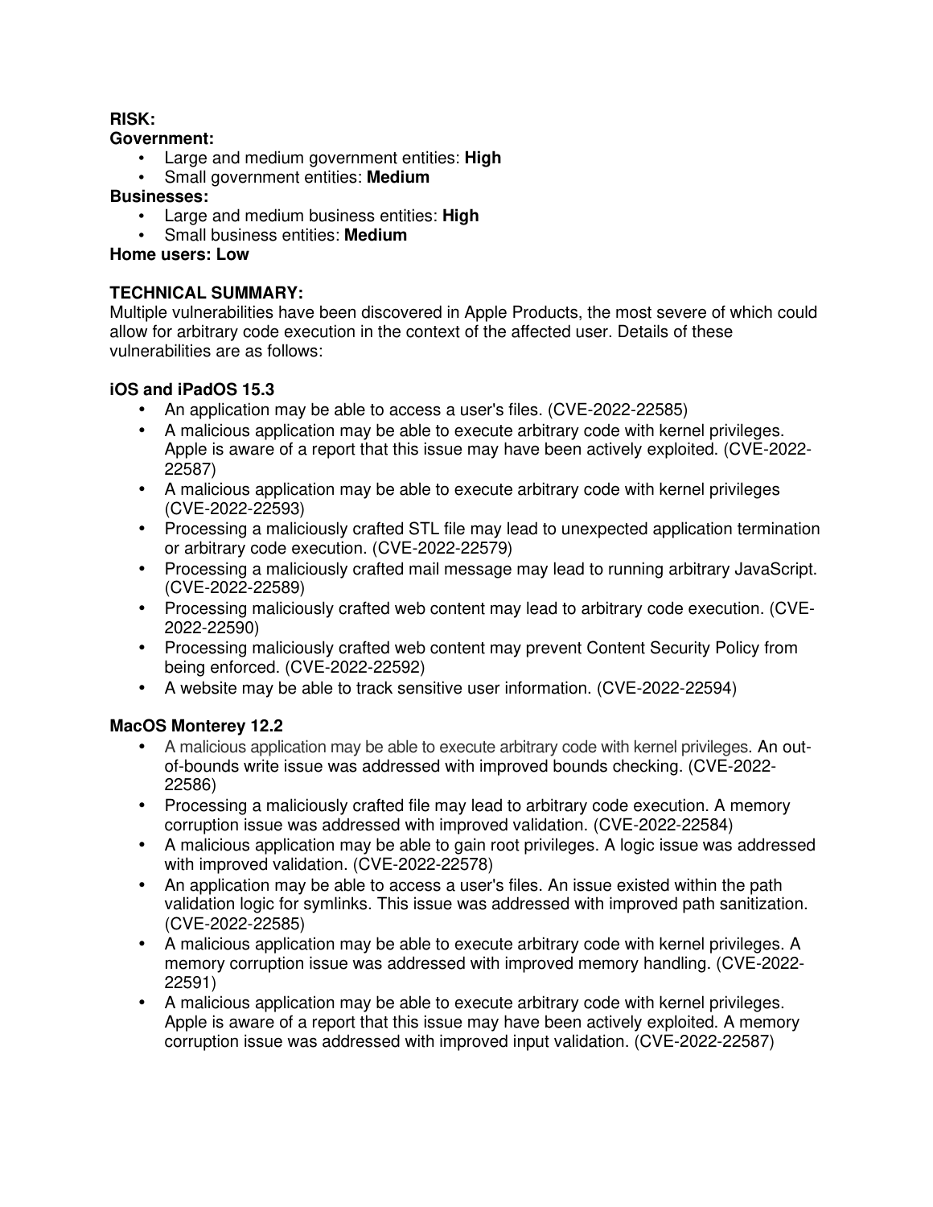**RISK:**

**Government:**

- Large and medium government entities: **High**
- Small government entities: **Medium**

**Businesses:**

- Large and medium business entities: **High**
- Small business entities: **Medium**

**Home users: Low**

**TECHNICAL SUMMARY:**

Multiple vulnerabilities have been discovered in Apple Products, the most severe of which could allow for arbitrary code execution in the context of the affected user. Details of these vulnerabilities are as follows:

**iOS and iPadOS 15.3**

- An application may be able to access a user's files. (CVE-2022-22585)
- A malicious application may be able to execute arbitrary code with kernel privileges. Apple is aware of a report that this issue may have been actively exploited. (CVE-2022-22587)
- A malicious application may be able to execute arbitrary code with kernel privileges (CVE-2022-22593)
- Processing a maliciously crafted STL file may lead to unexpected application termination or arbitrary code execution. (CVE-2022-22579)
- Processing a maliciously crafted mail message may lead to running arbitrary JavaScript. (CVE-2022-22589)
- Processing maliciously crafted web content may lead to arbitrary code execution. (CVE-2022-22590)
- Processing maliciously crafted web content may prevent Content Security Policy from being enforced. (CVE-2022-22592)
- A website may be able to track sensitive user information. (CVE-2022-22594)

**MacOS Monterey 12.2**

- A malicious application may be able to execute arbitrary code with kernel privileges. An out-of-bounds write issue was addressed with improved bounds checking. (CVE-2022-22586)
- Processing a maliciously crafted file may lead to arbitrary code execution. A memory corruption issue was addressed with improved validation. (CVE-2022-22584)
- A malicious application may be able to gain root privileges. A logic issue was addressed with improved validation. (CVE-2022-22578)
- An application may be able to access a user's files. An issue existed within the path validation logic for symlinks. This issue was addressed with improved path sanitization. (CVE-2022-22585)
- A malicious application may be able to execute arbitrary code with kernel privileges. A memory corruption issue was addressed with improved memory handling. (CVE-2022-22591)
- A malicious application may be able to execute arbitrary code with kernel privileges. Apple is aware of a report that this issue may have been actively exploited. A memory corruption issue was addressed with improved input validation. (CVE-2022-22587)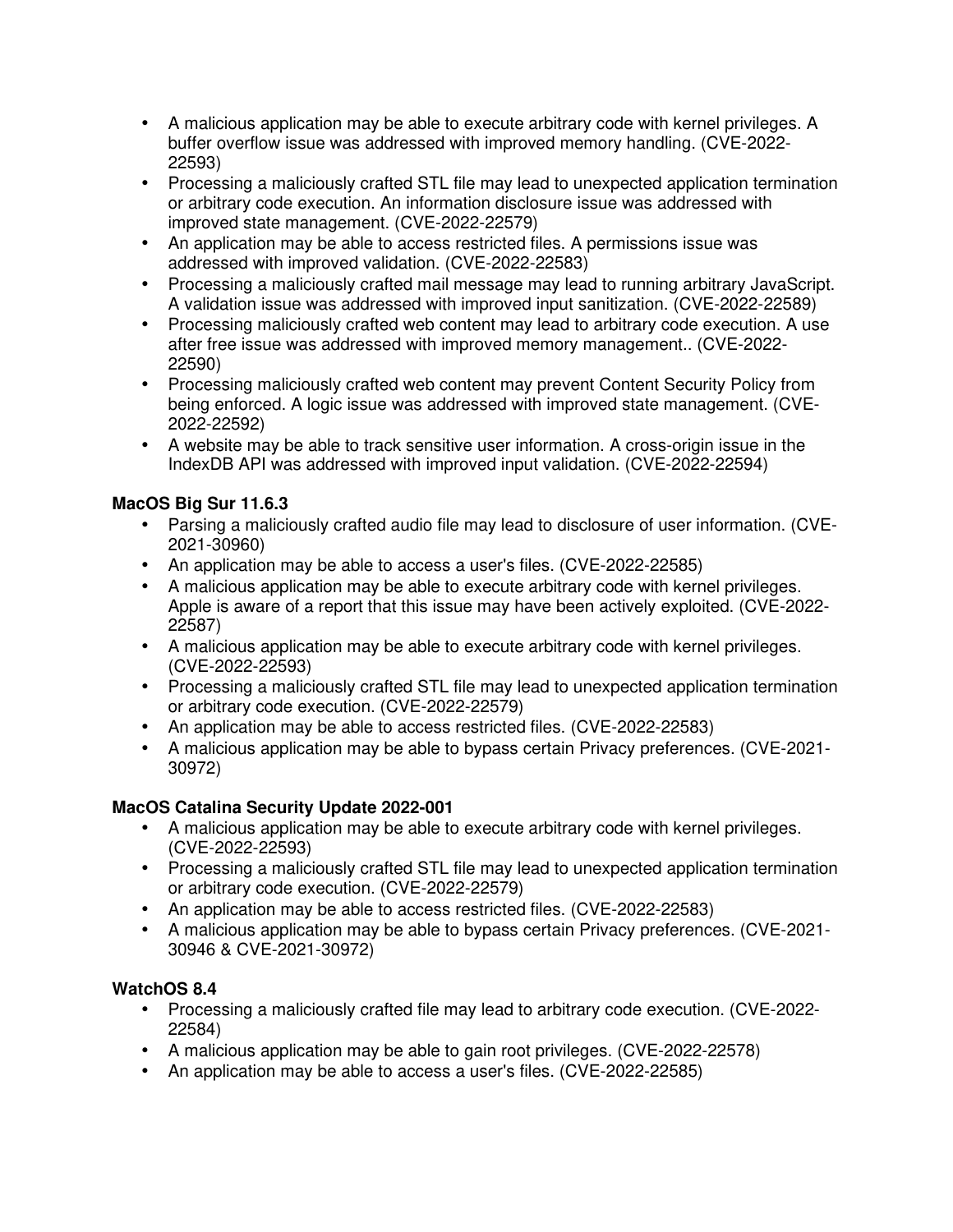- A malicious application may be able to execute arbitrary code with kernel privileges. A buffer overflow issue was addressed with improved memory handling. (CVE-2022-22593)
- Processing a maliciously crafted STL file may lead to unexpected application termination or arbitrary code execution. An information disclosure issue was addressed with improved state management. (CVE-2022-22579)
- An application may be able to access restricted files. A permissions issue was addressed with improved validation. (CVE-2022-22583)
- Processing a maliciously crafted mail message may lead to running arbitrary JavaScript. A validation issue was addressed with improved input sanitization. (CVE-2022-22589)
- Processing maliciously crafted web content may lead to arbitrary code execution. A use after free issue was addressed with improved memory management.. (CVE-2022-22590)
- Processing maliciously crafted web content may prevent Content Security Policy from being enforced. A logic issue was addressed with improved state management. (CVE-2022-22592)
- A website may be able to track sensitive user information. A cross-origin issue in the IndexDB API was addressed with improved input validation. (CVE-2022-22594)

**MacOS Big Sur 11.6.3**

- Parsing a maliciously crafted audio file may lead to disclosure of user information. (CVE-2021-30960)
- An application may be able to access a user's files. (CVE-2022-22585)
- A malicious application may be able to execute arbitrary code with kernel privileges. Apple is aware of a report that this issue may have been actively exploited. (CVE-2022-22587)
- A malicious application may be able to execute arbitrary code with kernel privileges. (CVE-2022-22593)
- Processing a maliciously crafted STL file may lead to unexpected application termination or arbitrary code execution. (CVE-2022-22579)
- An application may be able to access restricted files. (CVE-2022-22583)
- A malicious application may be able to bypass certain Privacy preferences. (CVE-2021-30972)

**MacOS Catalina Security Update 2022-001**

- A malicious application may be able to execute arbitrary code with kernel privileges. (CVE-2022-22593)
- Processing a maliciously crafted STL file may lead to unexpected application termination or arbitrary code execution. (CVE-2022-22579)
- An application may be able to access restricted files. (CVE-2022-22583)
- A malicious application may be able to bypass certain Privacy preferences. (CVE-2021-30946 & CVE-2021-30972)

**WatchOS 8.4**

- Processing a maliciously crafted file may lead to arbitrary code execution. (CVE-2022-22584)
- A malicious application may be able to gain root privileges. (CVE-2022-22578)
- An application may be able to access a user's files. (CVE-2022-22585)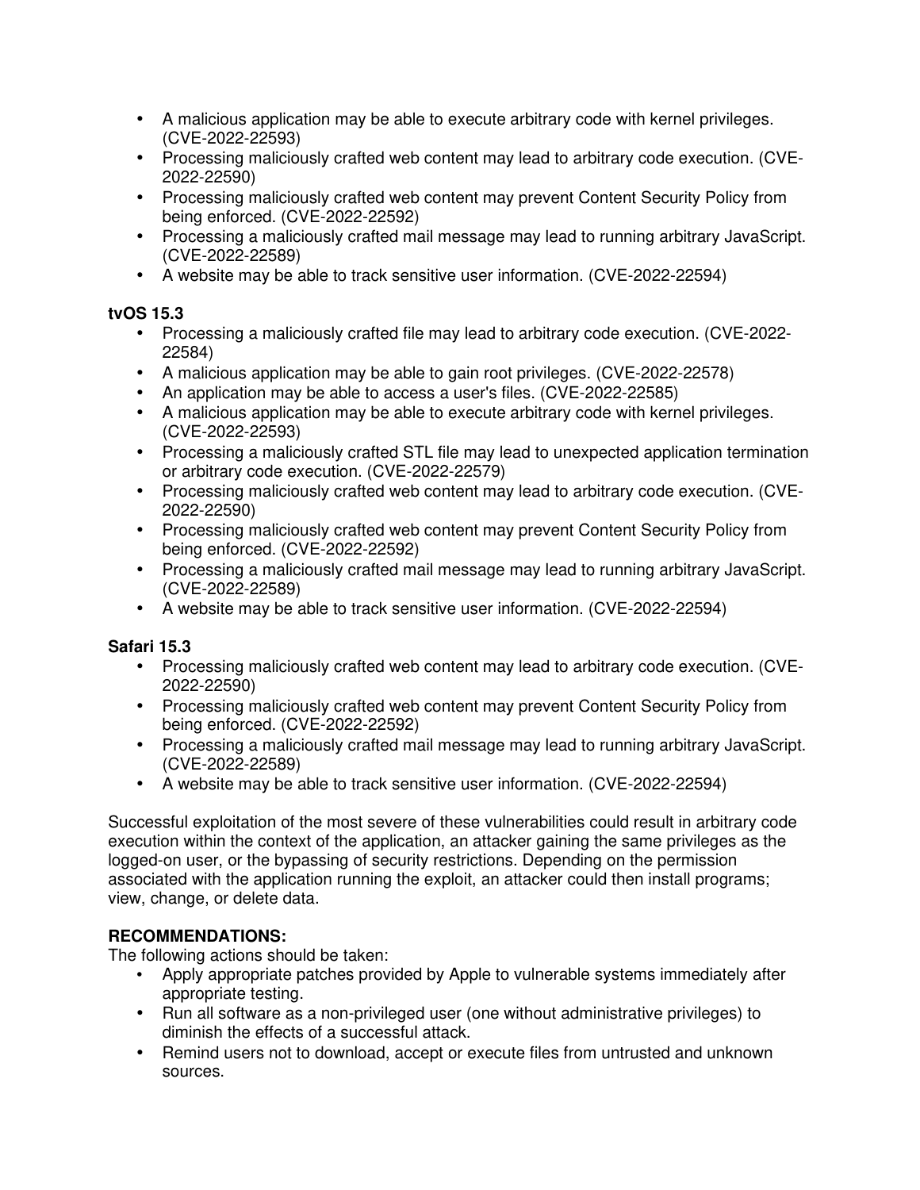- A malicious application may be able to execute arbitrary code with kernel privileges. (CVE-2022-22593)
- Processing maliciously crafted web content may lead to arbitrary code execution. (CVE-2022-22590)
- Processing maliciously crafted web content may prevent Content Security Policy from being enforced. (CVE-2022-22592)
- Processing a maliciously crafted mail message may lead to running arbitrary JavaScript. (CVE-2022-22589)
- A website may be able to track sensitive user information. (CVE-2022-22594)

**tvOS 15.3**

- Processing a maliciously crafted file may lead to arbitrary code execution. (CVE-2022-22584)
- A malicious application may be able to gain root privileges. (CVE-2022-22578)
- An application may be able to access a user's files. (CVE-2022-22585)
- A malicious application may be able to execute arbitrary code with kernel privileges. (CVE-2022-22593)
- Processing a maliciously crafted STL file may lead to unexpected application termination or arbitrary code execution. (CVE-2022-22579)
- Processing maliciously crafted web content may lead to arbitrary code execution. (CVE-2022-22590)
- Processing maliciously crafted web content may prevent Content Security Policy from being enforced. (CVE-2022-22592)
- Processing a maliciously crafted mail message may lead to running arbitrary JavaScript. (CVE-2022-22589)
- A website may be able to track sensitive user information. (CVE-2022-22594)

**Safari 15.3**

- Processing maliciously crafted web content may lead to arbitrary code execution. (CVE-2022-22590)
- Processing maliciously crafted web content may prevent Content Security Policy from being enforced. (CVE-2022-22592)
- Processing a maliciously crafted mail message may lead to running arbitrary JavaScript. (CVE-2022-22589)
- A website may be able to track sensitive user information. (CVE-2022-22594)

Successful exploitation of the most severe of these vulnerabilities could result in arbitrary code execution within the context of the application, an attacker gaining the same privileges as the logged-on user, or the bypassing of security restrictions. Depending on the permission associated with the application running the exploit, an attacker could then install programs; view, change, or delete data.

**RECOMMENDATIONS:**

The following actions should be taken:

- Apply appropriate patches provided by Apple to vulnerable systems immediately after appropriate testing.
- Run all software as a non-privileged user (one without administrative privileges) to diminish the effects of a successful attack.
- Remind users not to download, accept or execute files from untrusted and unknown sources.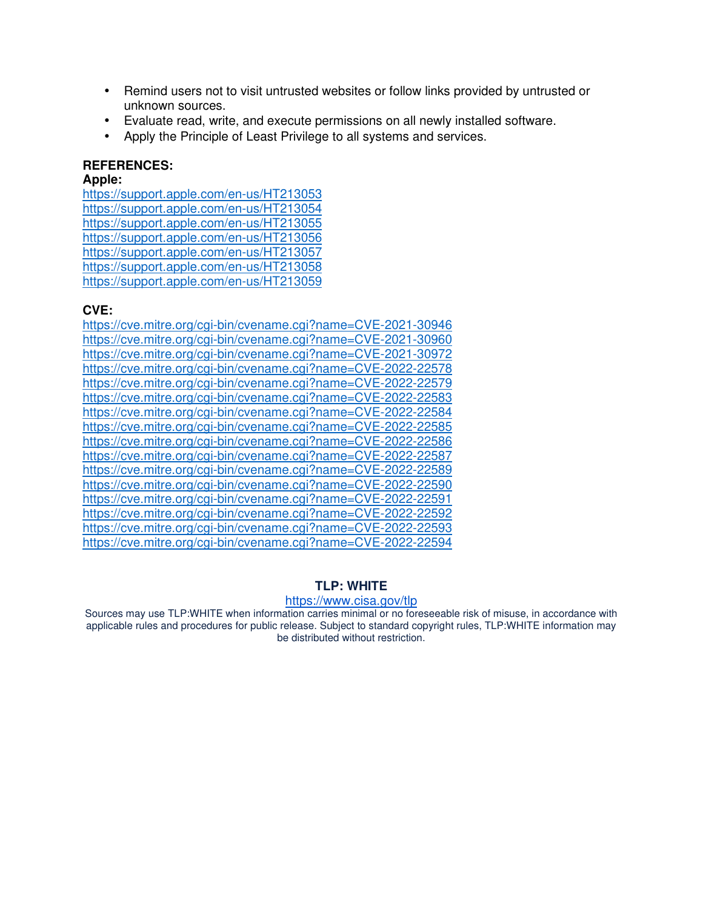- Remind users not to visit untrusted websites or follow links provided by untrusted or unknown sources.
- Evaluate read, write, and execute permissions on all newly installed software.
- Apply the Principle of Least Privilege to all systems and services.

**REFERENCES:**

**Apple:**

https://support.apple.com/en-us/HT213053
https://support.apple.com/en-us/HT213054
https://support.apple.com/en-us/HT213055
https://support.apple.com/en-us/HT213056
https://support.apple.com/en-us/HT213057
https://support.apple.com/en-us/HT213058
https://support.apple.com/en-us/HT213059

**CVE:**

https://cve.mitre.org/cgi-bin/cvename.cgi?name=CVE-2021-30946
https://cve.mitre.org/cgi-bin/cvename.cgi?name=CVE-2021-30960
https://cve.mitre.org/cgi-bin/cvename.cgi?name=CVE-2021-30972
https://cve.mitre.org/cgi-bin/cvename.cgi?name=CVE-2022-22578
https://cve.mitre.org/cgi-bin/cvename.cgi?name=CVE-2022-22579
https://cve.mitre.org/cgi-bin/cvename.cgi?name=CVE-2022-22583
https://cve.mitre.org/cgi-bin/cvename.cgi?name=CVE-2022-22584
https://cve.mitre.org/cgi-bin/cvename.cgi?name=CVE-2022-22585
https://cve.mitre.org/cgi-bin/cvename.cgi?name=CVE-2022-22586
https://cve.mitre.org/cgi-bin/cvename.cgi?name=CVE-2022-22587
https://cve.mitre.org/cgi-bin/cvename.cgi?name=CVE-2022-22589
https://cve.mitre.org/cgi-bin/cvename.cgi?name=CVE-2022-22590
https://cve.mitre.org/cgi-bin/cvename.cgi?name=CVE-2022-22591
https://cve.mitre.org/cgi-bin/cvename.cgi?name=CVE-2022-22592
https://cve.mitre.org/cgi-bin/cvename.cgi?name=CVE-2022-22593
https://cve.mitre.org/cgi-bin/cvename.cgi?name=CVE-2022-22594

**TLP: WHITE**

https://www.cisa.gov/tlp

Sources may use TLP:WHITE when information carries minimal or no foreseeable risk of misuse, in accordance with applicable rules and procedures for public release. Subject to standard copyright rules, TLP:WHITE information may be distributed without restriction.